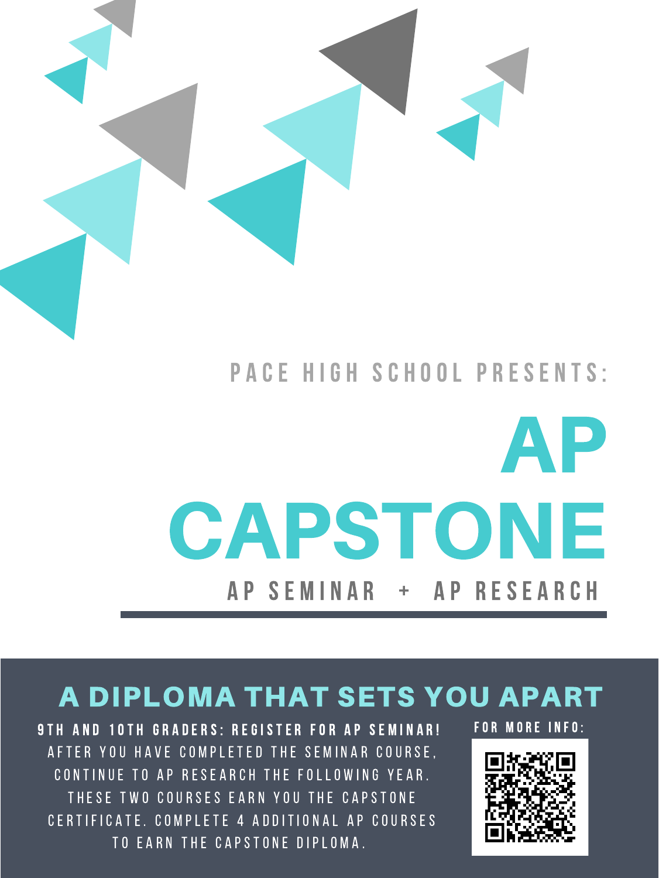PACE HIGH SCHOOL PRESENTS:

# AP CAPSTONE

AP SEMINAR + AP RESEARCH

## A DIPLOMA THAT SETS YOU APART

**9TH AND 10TH GRADERS: REGISTER FOR AP SEMINAR!**

AFTER YOU HAVE COMPLETED THE SEMINAR COURSE, CONTINUE TO AP RESEARCH THE FOLLOWING YEAR. THESE TWO COURSES EARN YOU THE CAPSTONE CERTIFICATE. COMPLETE 4 ADDITIONAL AP COURSES TO EARN THE CAPSTONE DIPLOMA.

**FOR MORE INFO:**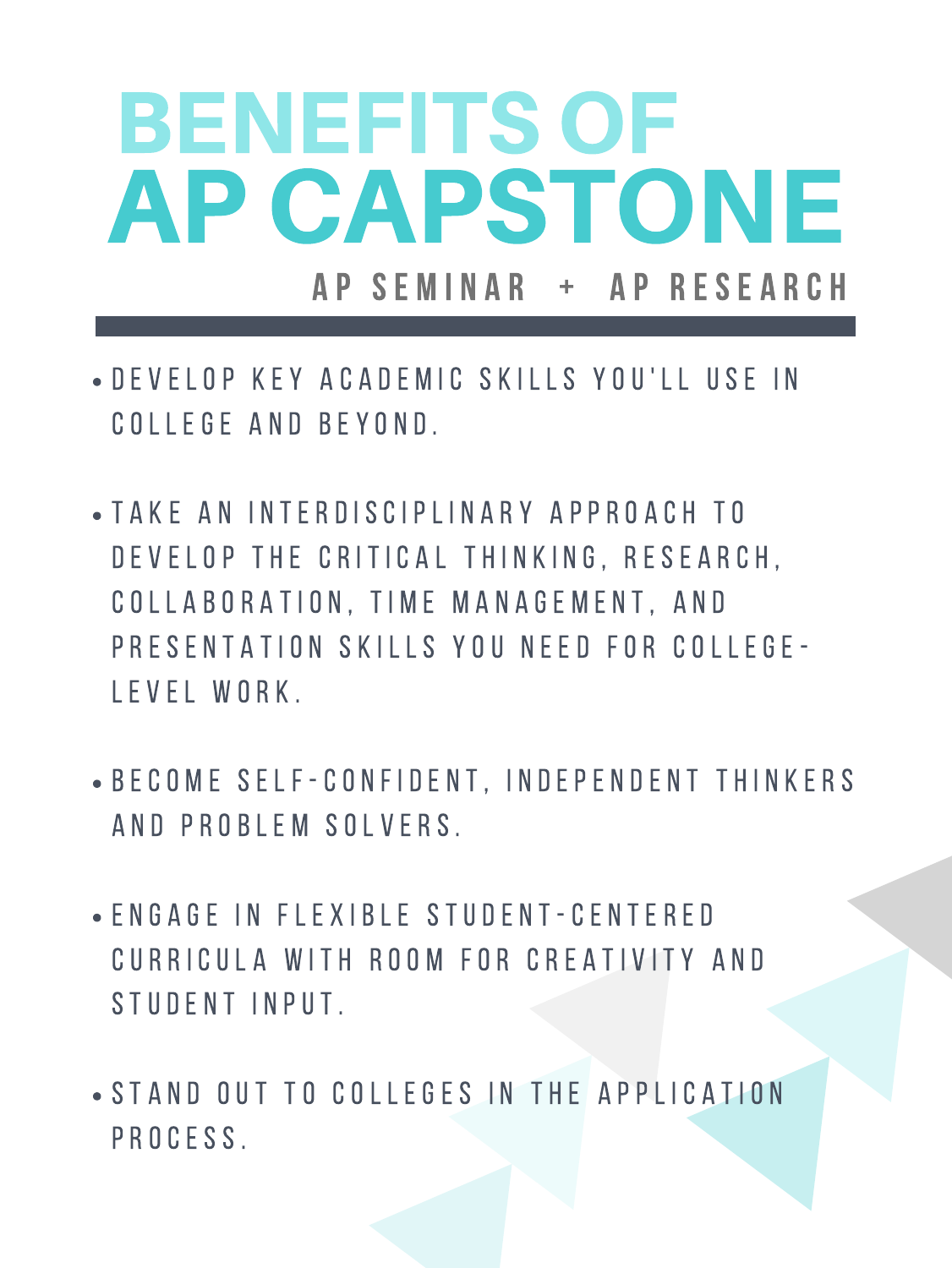# BENEFITS OF AP CAPSTONE

### AP SEMINAR + AP RESEARCH

- DEVELOP KEY ACADEMIC SKILLS YOU'LL USE IN COLLEGE AND BEYOND.
- TAKE AN INTERDISCIPLINARY APPROACH TO DEVELOP THE CRITICAL THINKING, RESEARCH, COLLABORATION, TIME MANAGEMENT, AND PRESENTATION SKILLS YOU NEED FOR COLLEGE-LEVEL WORK.
- BECOME SELF-CONFIDENT, INDEPENDENT THINKERS AND PROBLEM SOLVERS.
- ENGAGE IN FLEXIBLE STUDENT-CENTERED CURRICULA WITH ROOM FOR CREATIVITY AND STUDENT INPUT.
- STAND OUT TO COLLEGES IN THE APPLICATION PROCESS.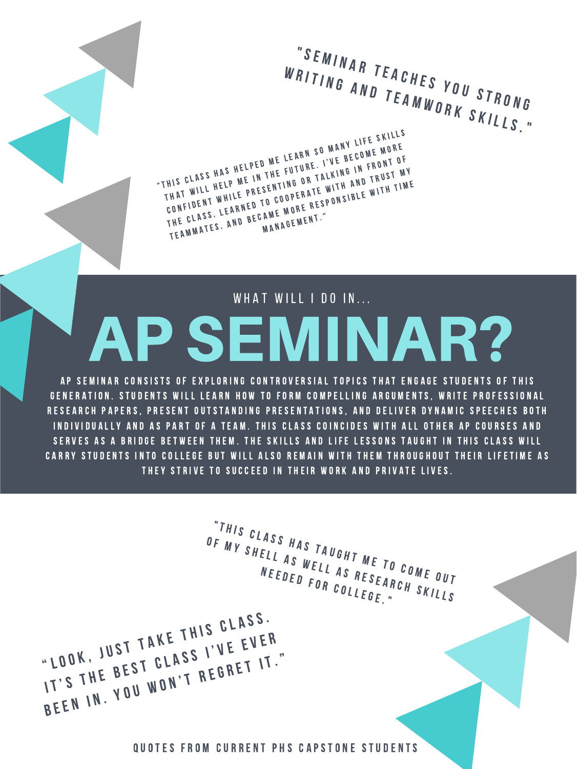"SEMINAR TEACHES YOU STRONG WRITING AND TEAMWORK SKILLS."

"THIS CLASS HAS HELPED ME LEARN SO MANY LIFE SKILLS THAT WILL HELP ME IN THE FUTURE. I'VE BECOME MORE CONFIDENT WHILE PRESENTING OR TALKING IN FRONT OF THE CLASS, LEARNED TO COOPERATE WITH AND TRUST MY TEAMMATES, AND BECAME MORE RESPONSIBLE WITH TIME MANAGEMENT."

WHAT WILL I DO IN...

# AP SEMINAR?

AP SEMINAR CONSISTS OF EXPLORING CONTROVERSIAL TOPICS THAT ENGAGE STUDENTS OF THIS GENERATION. STUDENTS WILL LEARN HOW TO FORM COMPELLING ARGUMENTS, WRITE PROFESSIONAL RESEARCH PAPERS, PRESENT OUTSTANDING PRESENTATIONS, AND DELIVER DYNAMIC SPEECHES BOTH INDIVIDUALLY AND AS PART OF A TEAM. THIS CLASS COINCIDES WITH ALL OTHER AP COURSES AND SERVES AS A BRIDGE BETWEEN THEM. THE SKILLS AND LIFE LESSONS TAUGHT IN THIS CLASS WILL CARRY STUDENTS INTO COLLEGE BUT WILL ALSO REMAIN WITH THEM THROUGHOUT THEIR LIFETIME AS THEY STRIVE TO SUCCEED IN THEIR WORK AND PRIVATE LIVES.

"THIS CLASS HAS TAUGHT ME TO COME OUT OF MY SHELL AS WELL AS RESEARCH SKILLS NEEDED FOR COLLEGE."

"LOOK, JUST TAKE THIS CLASS. IT'S THE BEST CLASS I'VE EVER BEEN IN. YOU WON'T REGRET IT."

QUOTES FROM CURRENT PHS CAPSTONE STUDENTS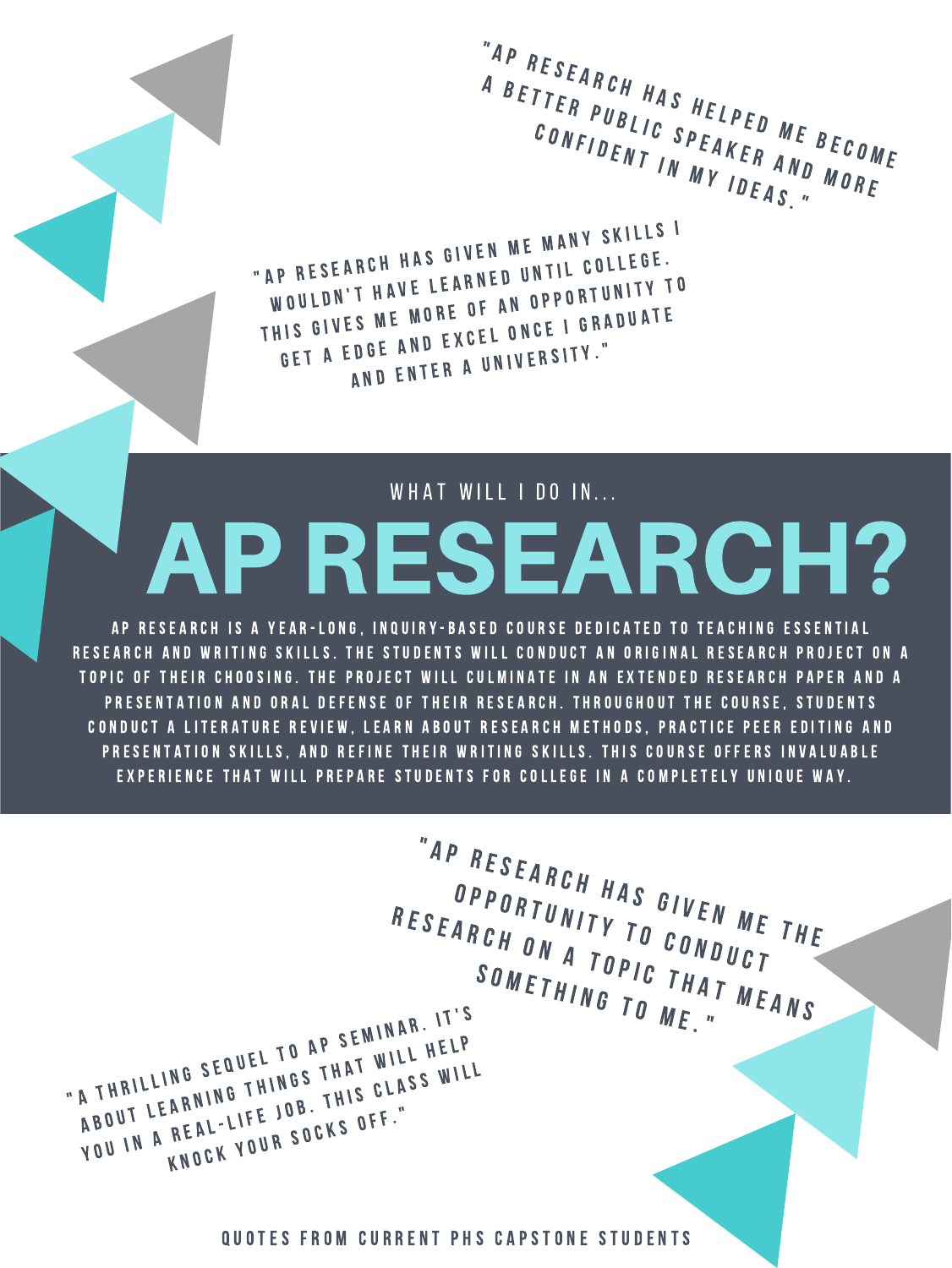"AP RESEARCH HAS HELPED ME BECOME A BETTER PUBLIC SPEAKER AND MORE CONFIDENT IN MY IDEAS."

"AP RESEARCH HAS GIVEN ME MANY SKILLS I WOULDN'T HAVE LEARNED UNTIL COLLEGE. THIS GIVES ME MORE OF AN OPPORTUNITY TO GET A EDGE AND EXCEL ONCE I GRADUATE AND ENTER A UNIVERSITY."

WHAT WILL I DO IN...

# AP RESEARCH?

AP RESEARCH IS A YEAR-LONG, INQUIRY-BASED COURSE DEDICATED TO TEACHING ESSENTIAL RESEARCH AND WRITING SKILLS. THE STUDENTS WILL CONDUCT AN ORIGINAL RESEARCH PROJECT ON A TOPIC OF THEIR CHOOSING. THE PROJECT WILL CULMINATE IN AN EXTENDED RESEARCH PAPER AND A PRESENTATION AND ORAL DEFENSE OF THEIR RESEARCH. THROUGHOUT THE COURSE, STUDENTS CONDUCT A LITERATURE REVIEW, LEARN ABOUT RESEARCH METHODS, PRACTICE PEER EDITING AND PRESENTATION SKILLS, AND REFINE THEIR WRITING SKILLS. THIS COURSE OFFERS INVALUABLE EXPERIENCE THAT WILL PREPARE STUDENTS FOR COLLEGE IN A COMPLETELY UNIQUE WAY.

"AP RESEARCH HAS GIVEN ME THE OPPORTUNITY TO CONDUCT RESEARCH ON A TOPIC THAT MEANS SOMETHING TO ME."

"A THRILLING SEQUEL TO AP SEMINAR. IT'S ABOUT LEARNING THINGS THAT WILL HELP YOU IN A REAL-LIFE JOB. THIS CLASS WILL KNOCK YOUR SOCKS OFF."

QUOTES FROM CURRENT PHS CAPSTONE STUDENTS